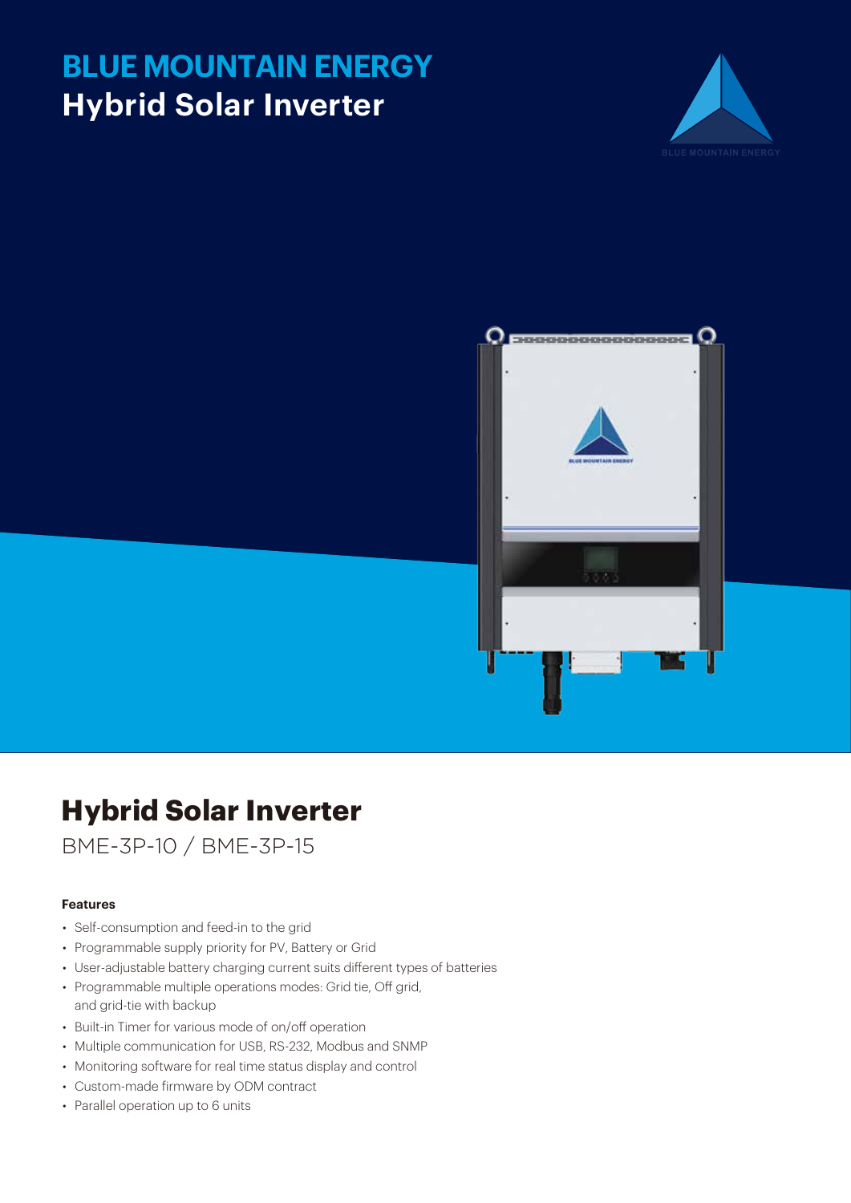# BLUE MOUNTAIN ENERGY
## Hybrid Solar Inverter

# Hybrid Solar Inverter

BME-3P-10 / BME-3P-15

**Features**

- Self-consumption and feed-in to the grid
- Programmable supply priority for PV, Battery or Grid
- User-adjustable battery charging current suits different types of batteries
- Programmable multiple operations modes: Grid tie, Off grid, and grid-tie with backup
- Built-in Timer for various mode of on/off operation
- Multiple communication for USB, RS-232, Modbus and SNMP
- Monitoring software for real time status display and control
- Custom-made firmware by ODM contract
- Parallel operation up to 6 units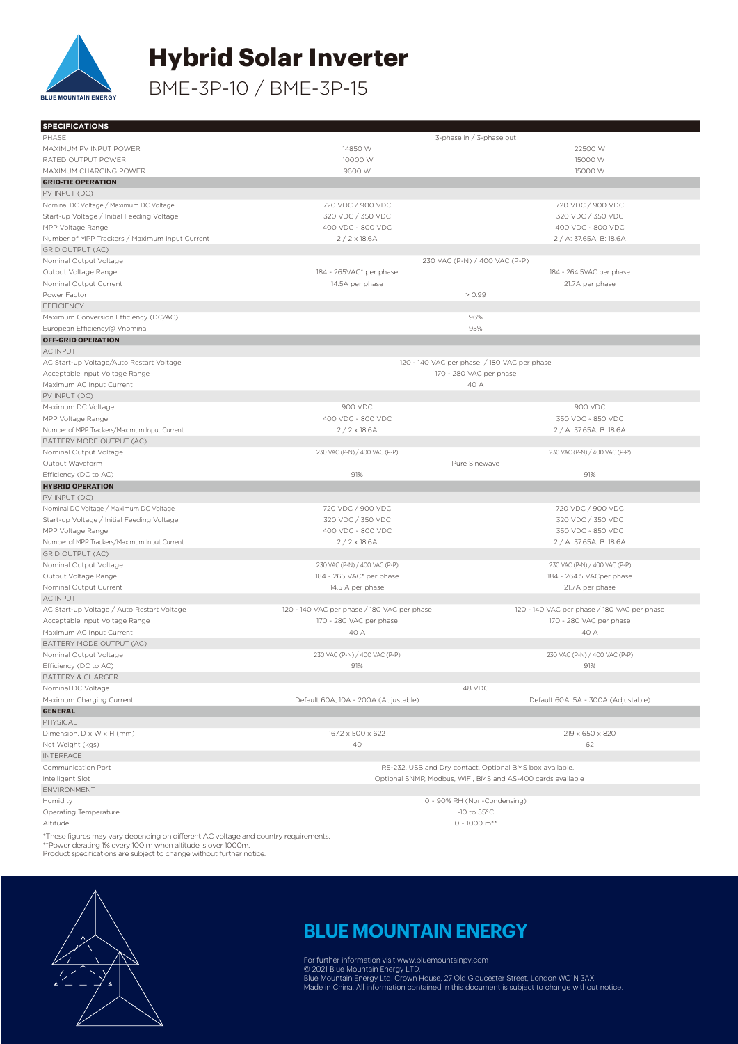# Hybrid Solar Inverter

## BME-3P-10 / BME-3P-15

| SPECIFICATIONS | BME-3P-10 | BME-3P-15 |
|---|---|---|
| PHASE | 3-phase in / 3-phase out | |
| MAXIMUM PV INPUT POWER | 14850 W | 22500 W |
| RATED OUTPUT POWER | 10000 W | 15000 W |
| MAXIMUM CHARGING POWER | 9600 W | 15000 W |
| **GRID-TIE OPERATION** | | |
| PV INPUT (DC) | | |
| Nominal DC Voltage / Maximum DC Voltage | 720 VDC / 900 VDC | 720 VDC / 900 VDC |
| Start-up Voltage / Initial Feeding Voltage | 320 VDC / 350 VDC | 320 VDC / 350 VDC |
| MPP Voltage Range | 400 VDC - 800 VDC | 400 VDC - 800 VDC |
| Number of MPP Trackers / Maximum Input Current | 2 / 2 x 18.6A | 2 / A: 37.65A; B: 18.6A |
| GRID OUTPUT (AC) | | |
| Nominal Output Voltage | 230 VAC (P-N) / 400 VAC (P-P) | |
| Output Voltage Range | 184 - 265VAC* per phase | 184 - 264.5VAC per phase |
| Nominal Output Current | 14.5A per phase | 21.7A per phase |
| Power Factor | > 0.99 | |
| EFFICIENCY | | |
| Maximum Conversion Efficiency (DC/AC) | 96% | |
| European Efficiency@ Vnominal | 95% | |
| **OFF-GRID OPERATION** | | |
| AC INPUT | | |
| AC Start-up Voltage/Auto Restart Voltage | 120 - 140 VAC per phase / 180 VAC per phase | |
| Acceptable Input Voltage Range | 170 - 280 VAC per phase | |
| Maximum AC Input Current | 40 A | |
| PV INPUT (DC) | | |
| Maximum DC Voltage | 900 VDC | 900 VDC |
| MPP Voltage Range | 400 VDC - 800 VDC | 350 VDC - 850 VDC |
| Number of MPP Trackers/Maximum Input Current | 2 / 2 x 18.6A | 2 / A: 37.65A; B: 18.6A |
| BATTERY MODE OUTPUT (AC) | | |
| Nominal Output Voltage | 230 VAC (P-N) / 400 VAC (P-P) | 230 VAC (P-N) / 400 VAC (P-P) |
| Output Waveform | Pure Sinewave | |
| Efficiency (DC to AC) | 91% | 91% |
| **HYBRID OPERATION** | | |
| PV INPUT (DC) | | |
| Nominal DC Voltage / Maximum DC Voltage | 720 VDC / 900 VDC | 720 VDC / 900 VDC |
| Start-up Voltage / Initial Feeding Voltage | 320 VDC / 350 VDC | 320 VDC / 350 VDC |
| MPP Voltage Range | 400 VDC - 800 VDC | 350 VDC - 850 VDC |
| Number of MPP Trackers/Maximum Input Current | 2 / 2 x 18.6A | 2 / A: 37.65A; B: 18.6A |
| GRID OUTPUT (AC) | | |
| Nominal Output Voltage | 230 VAC (P-N) / 400 VAC (P-P) | 230 VAC (P-N) / 400 VAC (P-P) |
| Output Voltage Range | 184 - 265 VAC* per phase | 184 - 264.5 VACper phase |
| Nominal Output Current | 14.5 A per phase | 21.7A per phase |
| AC INPUT | | |
| AC Start-up Voltage / Auto Restart Voltage | 120 - 140 VAC per phase / 180 VAC per phase | 120 - 140 VAC per phase / 180 VAC per phase |
| Acceptable Input Voltage Range | 170 - 280 VAC per phase | 170 - 280 VAC per phase |
| Maximum AC Input Current | 40 A | 40 A |
| BATTERY MODE OUTPUT (AC) | | |
| Nominal Output Voltage | 230 VAC (P-N) / 400 VAC (P-P) | 230 VAC (P-N) / 400 VAC (P-P) |
| Efficiency (DC to AC) | 91% | 91% |
| BATTERY & CHARGER | | |
| Nominal DC Voltage | 48 VDC | |
| Maximum Charging Current | Default 60A, 10A - 200A (Adjustable) | Default 60A, 5A - 300A (Adjustable) |
| **GENERAL** | | |
| PHYSICAL | | |
| Dimension, D x W x H (mm) | 167.2 x 500 x 622 | 219 x 650 x 820 |
| Net Weight (kgs) | 40 | 62 |
| INTERFACE | | |
| Communication Port | RS-232, USB and Dry contact. Optional BMS box available. | |
| Intelligent Slot | Optional SNMP, Modbus, WiFi, BMS and AS-400 cards available | |
| ENVIRONMENT | | |
| Humidity | 0 - 90% RH (Non-Condensing) | |
| Operating Temperature | -10 to 55°C | |
| Altitude | 0 - 1000 m** | |

*These figures may vary depending on different AC voltage and country requirements.
**Power derating 1% every 100 m when altitude is over 1000m.
Product specifications are subject to change without further notice.

## BLUE MOUNTAIN ENERGY

For further information visit www.bluemountainpv.com
© 2021 Blue Mountain Energy LTD.
Blue Mountain Energy Ltd. Crown House, 27 Old Gloucester Street, London WC1N 3AX
Made in China. All information contained in this document is subject to change without notice.